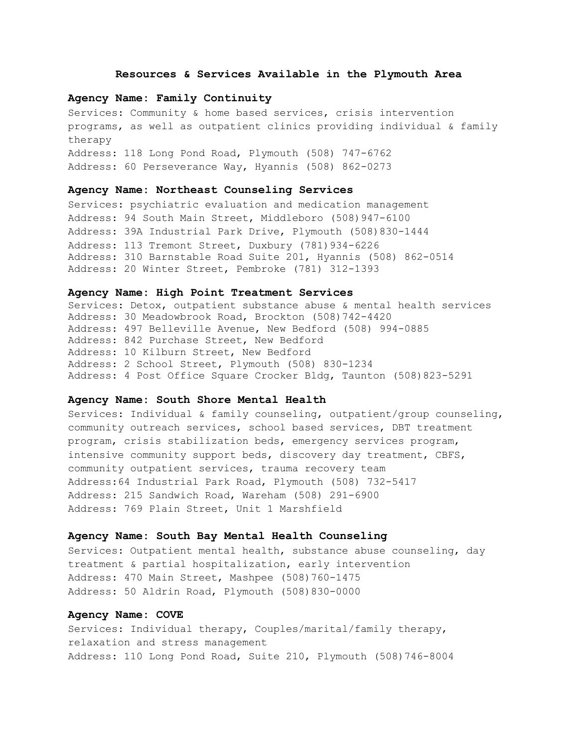# Resources & Services Available in the Plymouth Area

**Agency Name: Family Continuity**

Services: Community & home based services, crisis intervention programs, as well as outpatient clinics providing individual & family therapy
Address: 118 Long Pond Road, Plymouth (508) 747-6762
Address: 60 Perseverance Way, Hyannis (508) 862-0273

**Agency Name: Northeast Counseling Services**

Services: psychiatric evaluation and medication management
Address: 94 South Main Street, Middleboro (508)947-6100
Address: 39A Industrial Park Drive, Plymouth (508)830-1444
Address: 113 Tremont Street, Duxbury (781)934-6226
Address: 310 Barnstable Road Suite 201, Hyannis (508) 862-0514
Address: 20 Winter Street, Pembroke (781) 312-1393

**Agency Name: High Point Treatment Services**

Services: Detox, outpatient substance abuse & mental health services
Address: 30 Meadowbrook Road, Brockton (508)742-4420
Address: 497 Belleville Avenue, New Bedford (508) 994-0885
Address: 842 Purchase Street, New Bedford
Address: 10 Kilburn Street, New Bedford
Address: 2 School Street, Plymouth (508) 830-1234
Address: 4 Post Office Square Crocker Bldg, Taunton (508)823-5291

**Agency Name: South Shore Mental Health**

Services: Individual & family counseling, outpatient/group counseling, community outreach services, school based services, DBT treatment program, crisis stabilization beds, emergency services program, intensive community support beds, discovery day treatment, CBFS, community outpatient services, trauma recovery team
Address:64 Industrial Park Road, Plymouth (508) 732-5417
Address: 215 Sandwich Road, Wareham (508) 291-6900
Address: 769 Plain Street, Unit 1 Marshfield

**Agency Name: South Bay Mental Health Counseling**

Services: Outpatient mental health, substance abuse counseling, day treatment & partial hospitalization, early intervention
Address: 470 Main Street, Mashpee (508)760-1475
Address: 50 Aldrin Road, Plymouth (508)830-0000

**Agency Name: COVE**

Services: Individual therapy, Couples/marital/family therapy, relaxation and stress management
Address: 110 Long Pond Road, Suite 210, Plymouth (508)746-8004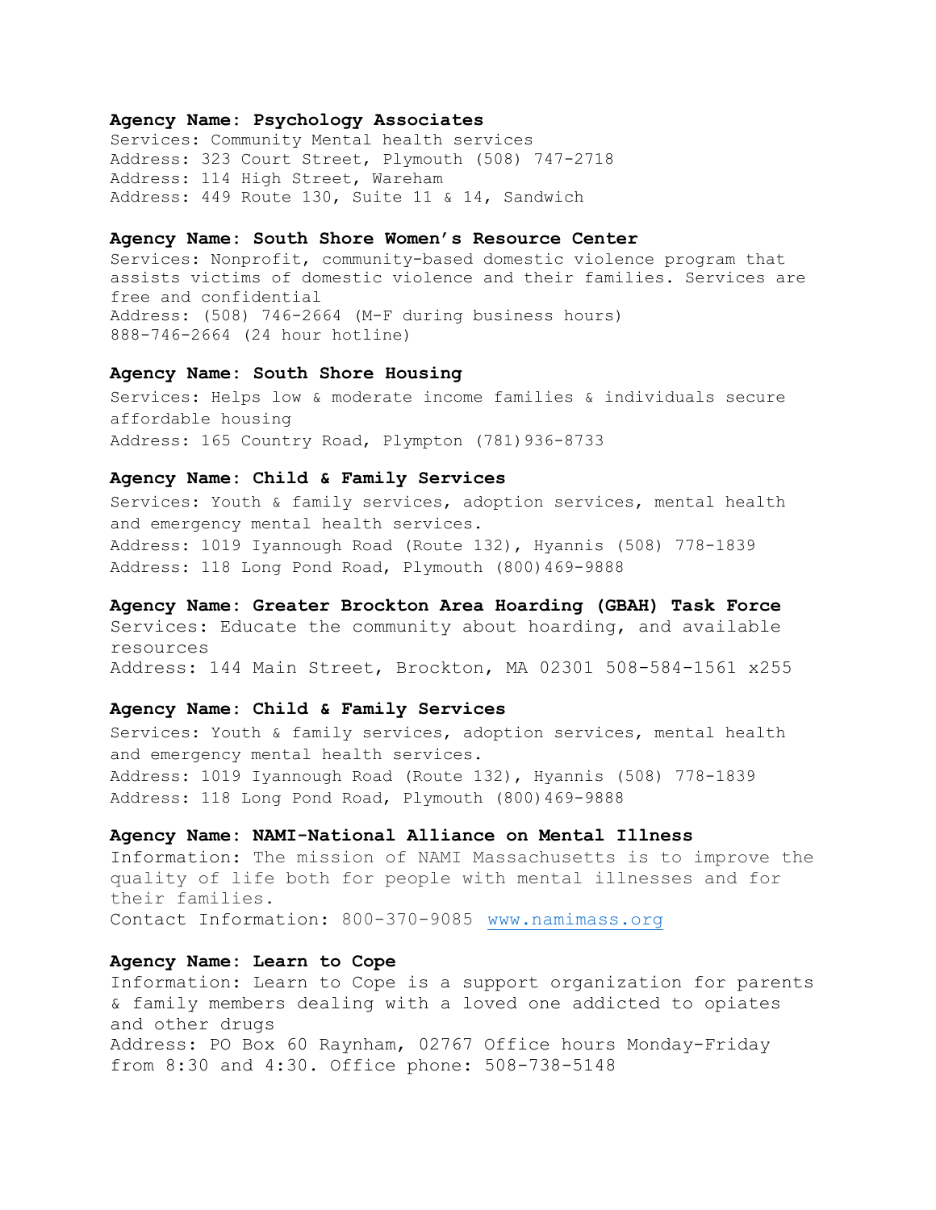**Agency Name: Psychology Associates**
Services: Community Mental health services
Address: 323 Court Street, Plymouth (508) 747-2718
Address: 114 High Street, Wareham
Address: 449 Route 130, Suite 11 & 14, Sandwich

**Agency Name: South Shore Women's Resource Center**
Services: Nonprofit, community-based domestic violence program that assists victims of domestic violence and their families. Services are free and confidential
Address: (508) 746-2664 (M-F during business hours)
888-746-2664 (24 hour hotline)

**Agency Name: South Shore Housing**
Services: Helps low & moderate income families & individuals secure affordable housing
Address: 165 Country Road, Plympton (781)936-8733

**Agency Name: Child & Family Services**
Services: Youth & family services, adoption services, mental health and emergency mental health services.
Address: 1019 Iyannough Road (Route 132), Hyannis (508) 778-1839
Address: 118 Long Pond Road, Plymouth (800)469-9888

**Agency Name: Greater Brockton Area Hoarding (GBAH) Task Force**
Services: Educate the community about hoarding, and available resources
Address: 144 Main Street, Brockton, MA 02301 508-584-1561 x255

**Agency Name: Child & Family Services**
Services: Youth & family services, adoption services, mental health and emergency mental health services.
Address: 1019 Iyannough Road (Route 132), Hyannis (508) 778-1839
Address: 118 Long Pond Road, Plymouth (800)469-9888

**Agency Name: NAMI-National Alliance on Mental Illness**
Information: The mission of NAMI Massachusetts is to improve the quality of life both for people with mental illnesses and for their families.
Contact Information: 800-370-9085 [www.namimass.org](http://www.namimass.org)

**Agency Name: Learn to Cope**
Information: Learn to Cope is a support organization for parents & family members dealing with a loved one addicted to opiates and other drugs
Address: PO Box 60 Raynham, 02767 Office hours Monday-Friday from 8:30 and 4:30. Office phone: 508-738-5148